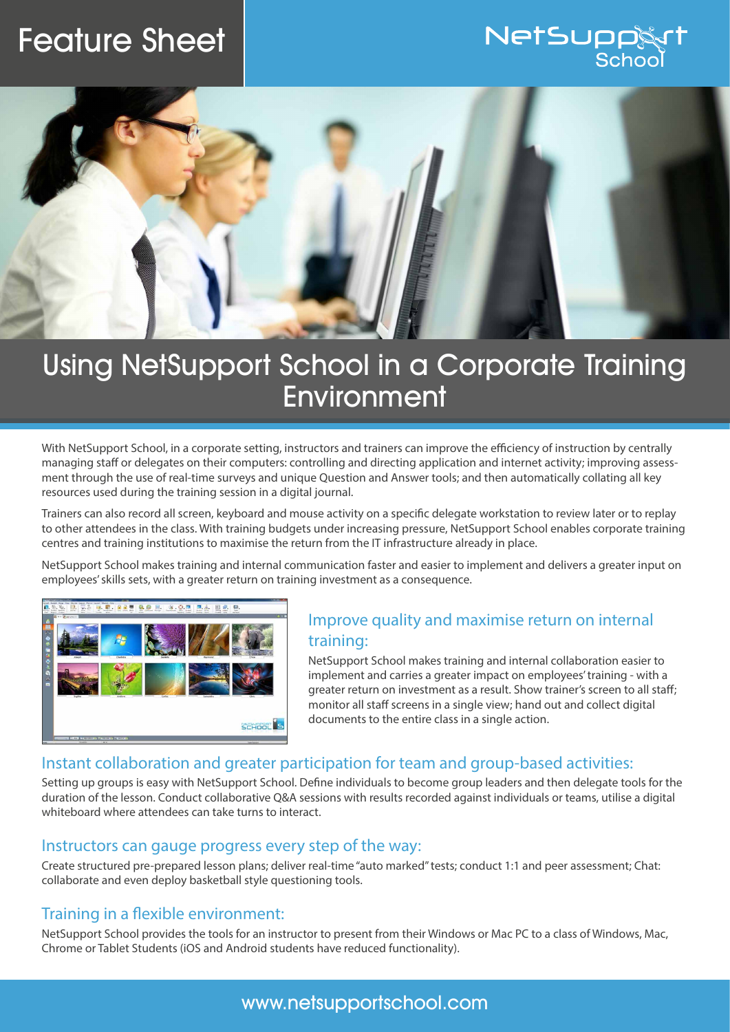Feature Sheet

NetSupport School

# Using NetSupport School in a Corporate Training Environment

With NetSupport School, in a corporate setting, instructors and trainers can improve the efficiency of instruction by centrally managing staff or delegates on their computers: controlling and directing application and internet activity; improving assessment through the use of real-time surveys and unique Question and Answer tools; and then automatically collating all key resources used during the training session in a digital journal.

Trainers can also record all screen, keyboard and mouse activity on a specific delegate workstation to review later or to replay to other attendees in the class. With training budgets under increasing pressure, NetSupport School enables corporate training centres and training institutions to maximise the return from the IT infrastructure already in place.

NetSupport School makes training and internal communication faster and easier to implement and delivers a greater input on employees' skills sets, with a greater return on training investment as a consequence.

## Improve quality and maximise return on internal training:

NetSupport School makes training and internal collaboration easier to implement and carries a greater impact on employees' training - with a greater return on investment as a result. Show trainer's screen to all staff; monitor all staff screens in a single view; hand out and collect digital documents to the entire class in a single action.

## Instant collaboration and greater participation for team and group-based activities:

Setting up groups is easy with NetSupport School. Define individuals to become group leaders and then delegate tools for the duration of the lesson. Conduct collaborative Q&A sessions with results recorded against individuals or teams, utilise a digital whiteboard where attendees can take turns to interact.

## Instructors can gauge progress every step of the way:

Create structured pre-prepared lesson plans; deliver real-time "auto marked" tests; conduct 1:1 and peer assessment; Chat: collaborate and even deploy basketball style questioning tools.

## Training in a flexible environment:

NetSupport School provides the tools for an instructor to present from their Windows or Mac PC to a class of Windows, Mac, Chrome or Tablet Students (iOS and Android students have reduced functionality).

www.netsupportschool.com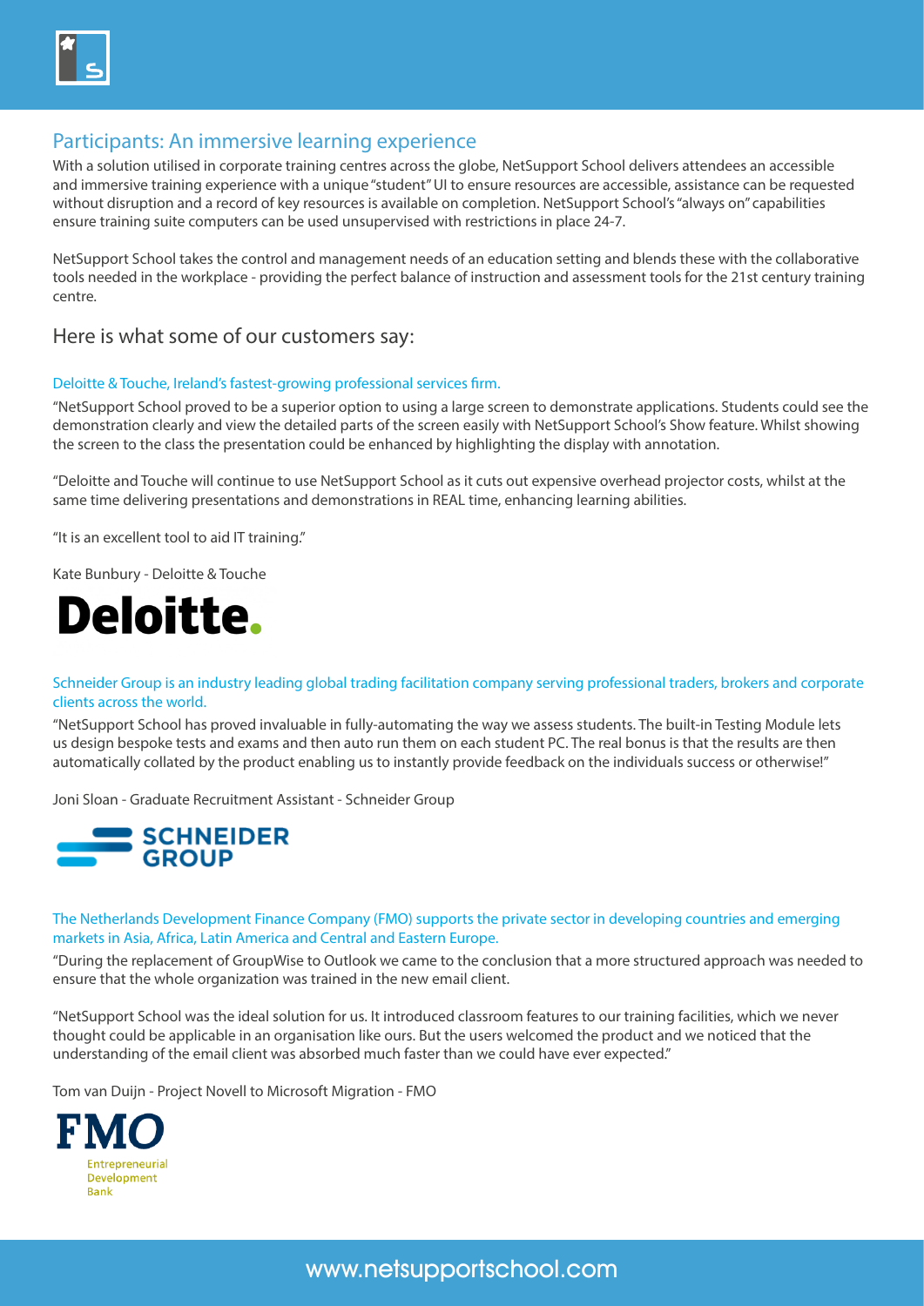## Participants: An immersive learning experience

With a solution utilised in corporate training centres across the globe, NetSupport School delivers attendees an accessible and immersive training experience with a unique "student" UI to ensure resources are accessible, assistance can be requested without disruption and a record of key resources is available on completion. NetSupport School's "always on" capabilities ensure training suite computers can be used unsupervised with restrictions in place 24-7.

NetSupport School takes the control and management needs of an education setting and blends these with the collaborative tools needed in the workplace - providing the perfect balance of instruction and assessment tools for the 21st century training centre.

## Here is what some of our customers say:

### Deloitte & Touche, Ireland's fastest-growing professional services firm.

"NetSupport School proved to be a superior option to using a large screen to demonstrate applications. Students could see the demonstration clearly and view the detailed parts of the screen easily with NetSupport School's Show feature. Whilst showing the screen to the class the presentation could be enhanced by highlighting the display with annotation.

"Deloitte and Touche will continue to use NetSupport School as it cuts out expensive overhead projector costs, whilst at the same time delivering presentations and demonstrations in REAL time, enhancing learning abilities.

"It is an excellent tool to aid IT training."

Kate Bunbury - Deloitte & Touche

Deloitte.

### Schneider Group is an industry leading global trading facilitation company serving professional traders, brokers and corporate clients across the world.

"NetSupport School has proved invaluable in fully-automating the way we assess students. The built-in Testing Module lets us design bespoke tests and exams and then auto run them on each student PC. The real bonus is that the results are then automatically collated by the product enabling us to instantly provide feedback on the individuals success or otherwise!"

Joni Sloan - Graduate Recruitment Assistant - Schneider Group

SCHNEIDER GROUP

### The Netherlands Development Finance Company (FMO) supports the private sector in developing countries and emerging markets in Asia, Africa, Latin America and Central and Eastern Europe.

"During the replacement of GroupWise to Outlook we came to the conclusion that a more structured approach was needed to ensure that the whole organization was trained in the new email client.

"NetSupport School was the ideal solution for us. It introduced classroom features to our training facilities, which we never thought could be applicable in an organisation like ours. But the users welcomed the product and we noticed that the understanding of the email client was absorbed much faster than we could have ever expected."

Tom van Duijn - Project Novell to Microsoft Migration - FMO

FMO
Entrepreneurial
Development
Bank

www.netsupportschool.com